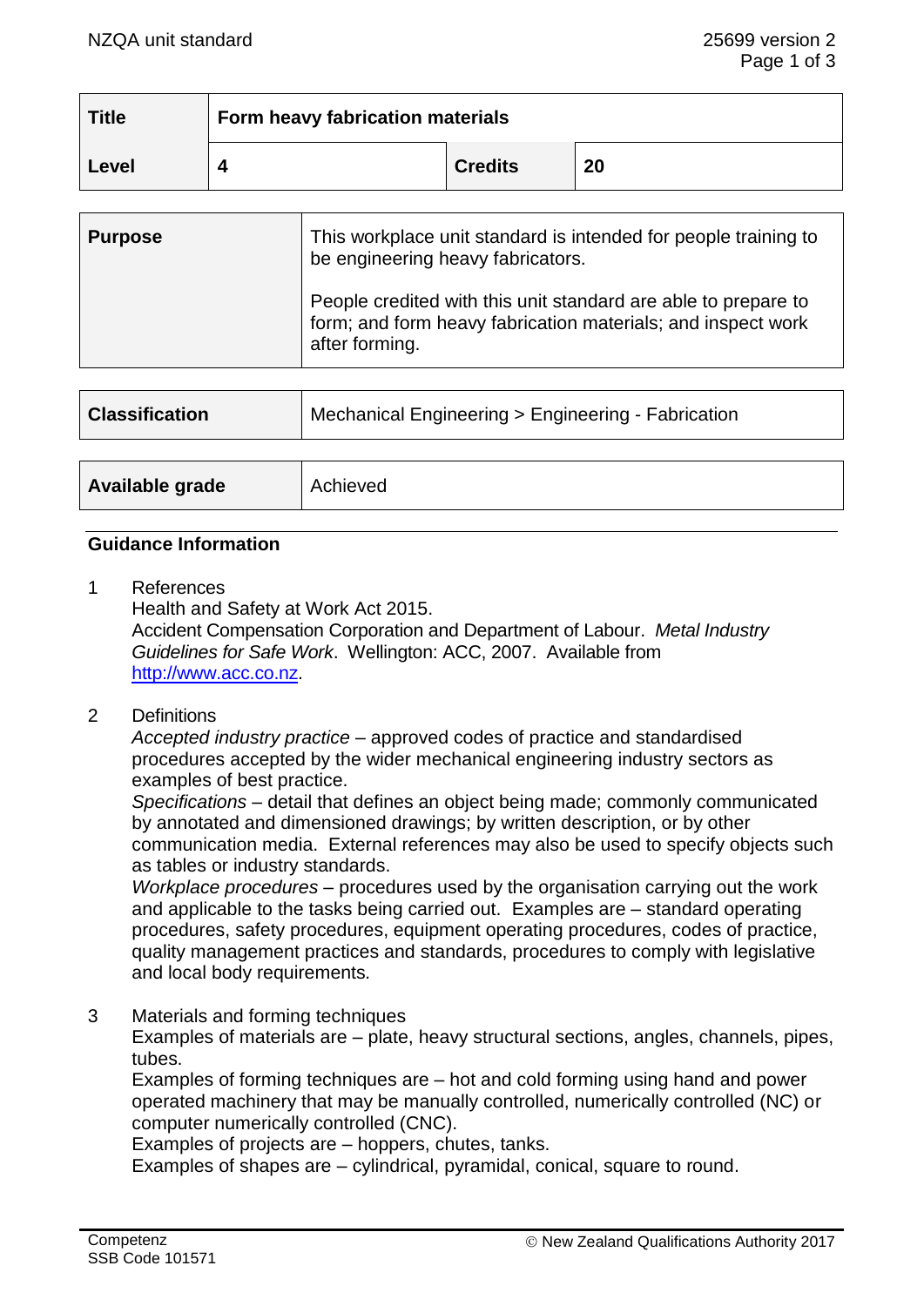| Title | Form heavy fabrication materials | | |
|---|---|---|---|
| Level | 4 | Credits | 20 |

| Purpose | This workplace unit standard is intended for people training to be engineering heavy fabricators.<br><br>People credited with this unit standard are able to prepare to form; and form heavy fabrication materials; and inspect work after forming. |
|---|---|

| Classification | Mechanical Engineering > Engineering - Fabrication |
|---|---|

| Available grade | Achieved |
|---|---|

## Guidance Information

1 References
Health and Safety at Work Act 2015.
Accident Compensation Corporation and Department of Labour. *Metal Industry Guidelines for Safe Work*. Wellington: ACC, 2007. Available from http://www.acc.co.nz.

2 Definitions
*Accepted industry practice* – approved codes of practice and standardised procedures accepted by the wider mechanical engineering industry sectors as examples of best practice.
*Specifications* – detail that defines an object being made; commonly communicated by annotated and dimensioned drawings; by written description, or by other communication media. External references may also be used to specify objects such as tables or industry standards.
*Workplace procedures* – procedures used by the organisation carrying out the work and applicable to the tasks being carried out. Examples are – standard operating procedures, safety procedures, equipment operating procedures, codes of practice, quality management practices and standards, procedures to comply with legislative and local body requirements.

3 Materials and forming techniques
Examples of materials are – plate, heavy structural sections, angles, channels, pipes, tubes.
Examples of forming techniques are – hot and cold forming using hand and power operated machinery that may be manually controlled, numerically controlled (NC) or computer numerically controlled (CNC).
Examples of projects are – hoppers, chutes, tanks.
Examples of shapes are – cylindrical, pyramidal, conical, square to round.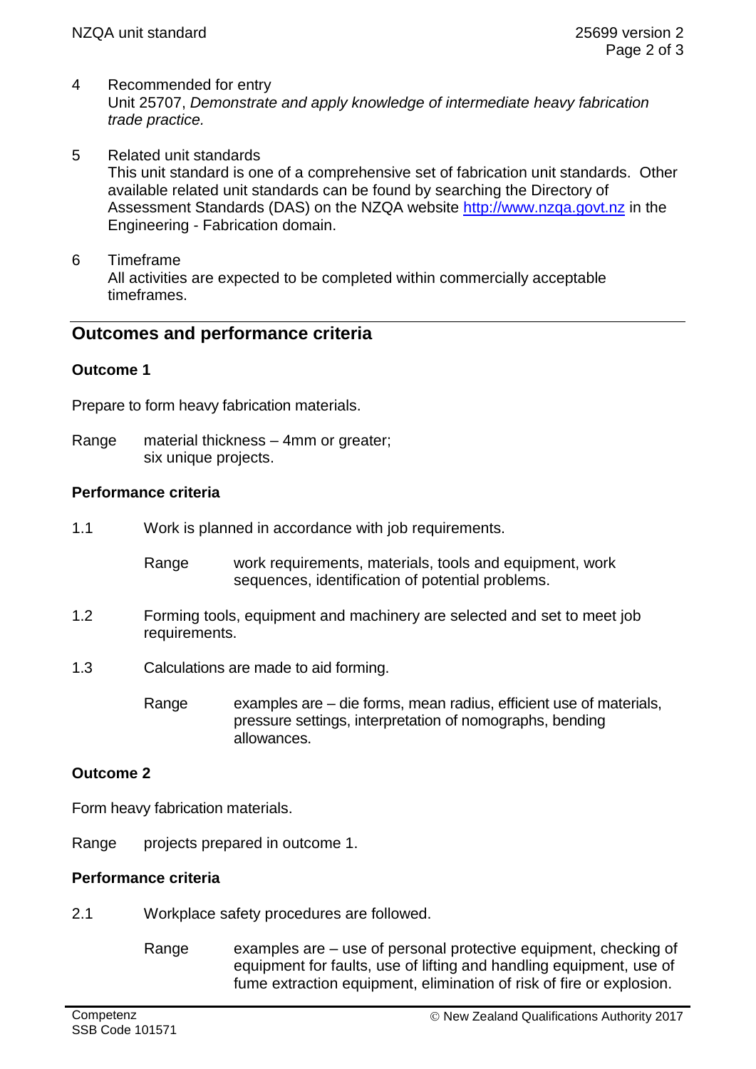4 Recommended for entry
Unit 25707, *Demonstrate and apply knowledge of intermediate heavy fabrication trade practice.*

5 Related unit standards
This unit standard is one of a comprehensive set of fabrication unit standards. Other available related unit standards can be found by searching the Directory of Assessment Standards (DAS) on the NZQA website http://www.nzqa.govt.nz in the Engineering - Fabrication domain.

6 Timeframe
All activities are expected to be completed within commercially acceptable timeframes.

## Outcomes and performance criteria

### Outcome 1

Prepare to form heavy fabrication materials.

Range material thickness – 4mm or greater;
six unique projects.

### Performance criteria

1.1 Work is planned in accordance with job requirements.

Range work requirements, materials, tools and equipment, work sequences, identification of potential problems.

1.2 Forming tools, equipment and machinery are selected and set to meet job requirements.

1.3 Calculations are made to aid forming.

Range examples are – die forms, mean radius, efficient use of materials, pressure settings, interpretation of nomographs, bending allowances.

### Outcome 2

Form heavy fabrication materials.

Range projects prepared in outcome 1.

### Performance criteria

2.1 Workplace safety procedures are followed.

Range examples are – use of personal protective equipment, checking of equipment for faults, use of lifting and handling equipment, use of fume extraction equipment, elimination of risk of fire or explosion.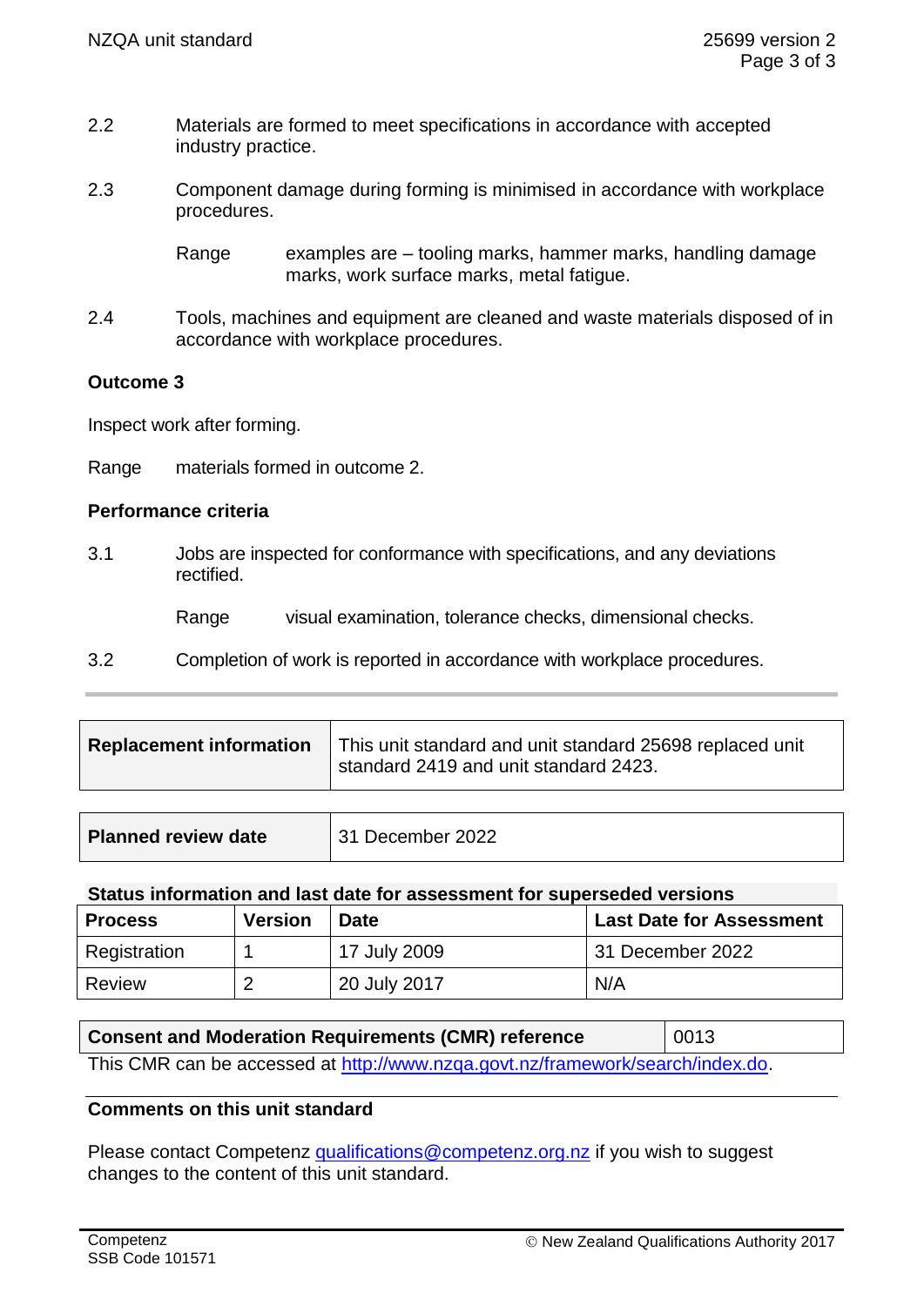2.2 Materials are formed to meet specifications in accordance with accepted industry practice.

2.3 Component damage during forming is minimised in accordance with workplace procedures.

Range examples are – tooling marks, hammer marks, handling damage marks, work surface marks, metal fatigue.

2.4 Tools, machines and equipment are cleaned and waste materials disposed of in accordance with workplace procedures.

**Outcome 3**

Inspect work after forming.

Range materials formed in outcome 2.

**Performance criteria**

3.1 Jobs are inspected for conformance with specifications, and any deviations rectified.

Range visual examination, tolerance checks, dimensional checks.

3.2 Completion of work is reported in accordance with workplace procedures.

| | |
|---|---|
| **Replacement information** | This unit standard and unit standard 25698 replaced unit standard 2419 and unit standard 2423. |

| | |
|---|---|
| **Planned review date** | 31 December 2022 |

**Status information and last date for assessment for superseded versions**

| Process | Version | Date | Last Date for Assessment |
|---|---|---|---|
| Registration | 1 | 17 July 2009 | 31 December 2022 |
| Review | 2 | 20 July 2017 | N/A |

| | |
|---|---|
| **Consent and Moderation Requirements (CMR) reference** | 0013 |

This CMR can be accessed at http://www.nzqa.govt.nz/framework/search/index.do.

**Comments on this unit standard**

Please contact Competenz qualifications@competenz.org.nz if you wish to suggest changes to the content of this unit standard.